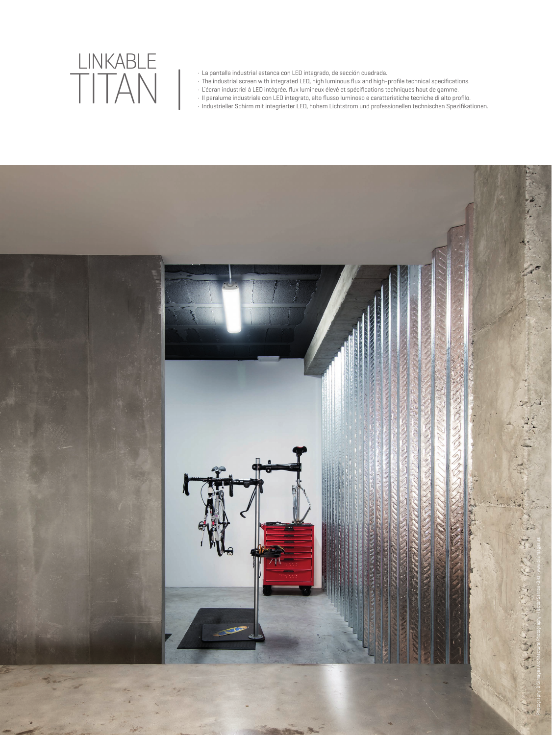# LINKABLE TITAN

- La pantalla industrial estanca con LED integrado, de sección cuadrada.
- The industrial screen with integrated LED, high luminous flux and high-profile technical specifications.
- L'écran industriel à LED intégrée, flux lumineux élevé et spécifications techniques haut de gamme.
- Il paralume industriale con LED integrato, alto flusso luminoso e caratteristiche tecniche di alto profilo.
- Industrieller Schirm mit integrierter LED, hohem Lichtstrom und professionellen technischen Spezifikationen.

Photography: BIS Images Architectural Photography. Héctor Santos-Díez. www.bisimages.es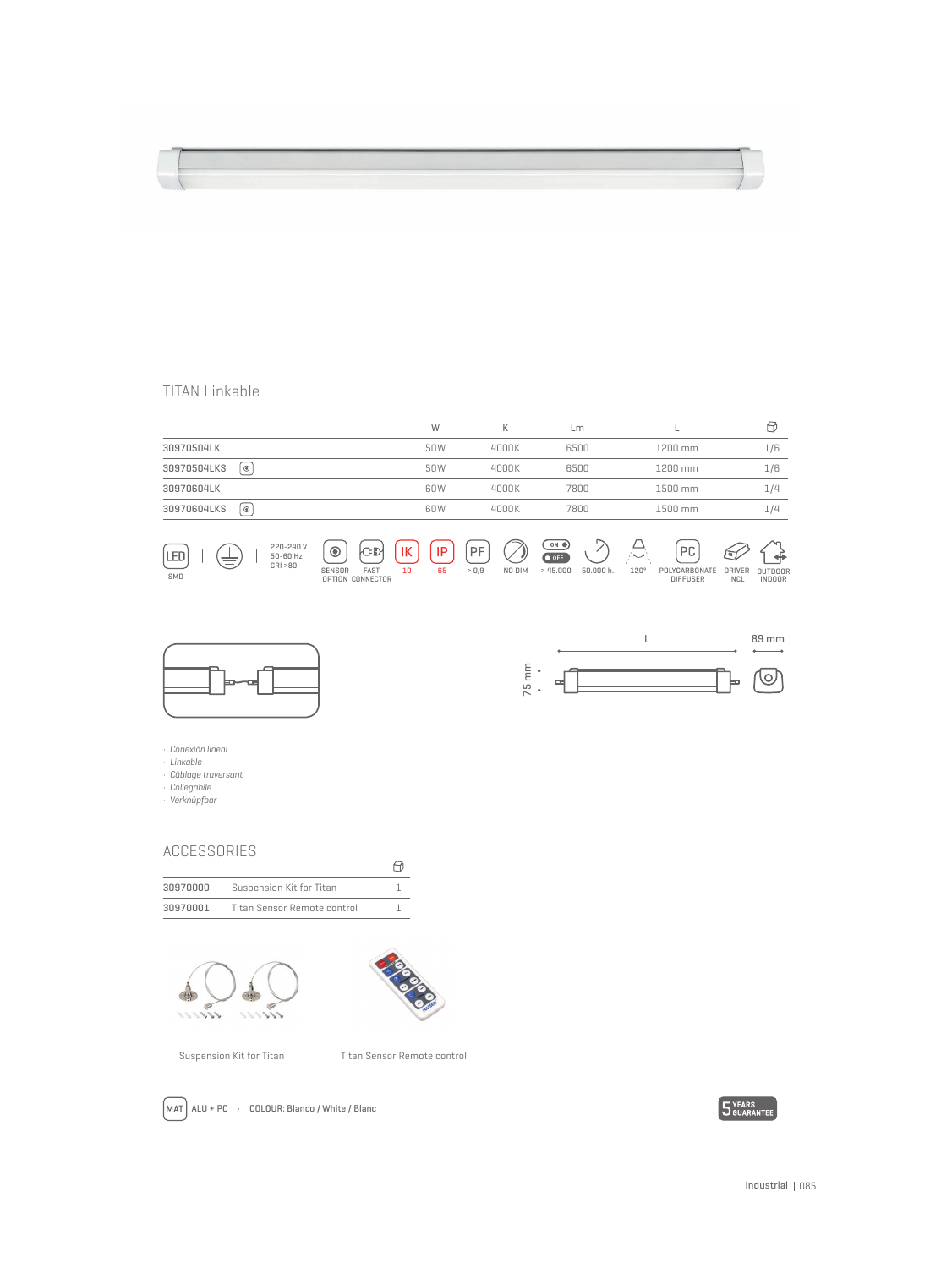## TITAN Linkable

| | W | K | Lm | L | |
|---|---|---|---|---|---|
| 30970504LK | 50W | 4000K | 6500 | 1200 mm | 1/6 |
| 30970504LKS | 50W | 4000K | 6500 | 1200 mm | 1/6 |
| 30970604LK | 60W | 4000K | 7800 | 1500 mm | 1/4 |
| 30970604LKS | 60W | 4000K | 7800 | 1500 mm | 1/4 |

LED SMD | 220-240 V 50-60 Hz CRI >80 | SENSOR OPTION | FAST CONNECTOR | IK 10 | IP 65 | PF > 0,9 | NO DIM | ON OFF > 45.000 | 50.000 h. | 120° | PC POLYCARBONATE DIFFUSER | DRIVER INCL | OUTDOOR INDOOR

L

89 mm

75 mm

- *Conexión lineal*
- *Linkable*
- *Câblage traversant*
- *Collegabile*
- *Verknüpfbar*

## ACCESSORIES

| | | |
|---|---|---|
| 30970000 | Suspension Kit for Titan | 1 |
| 30970001 | Titan Sensor Remote control | 1 |

Suspension Kit for Titan

Titan Sensor Remote control

MAT ALU + PC · COLOUR: Blanco / White / Blanc

5 YEARS GUARANTEE